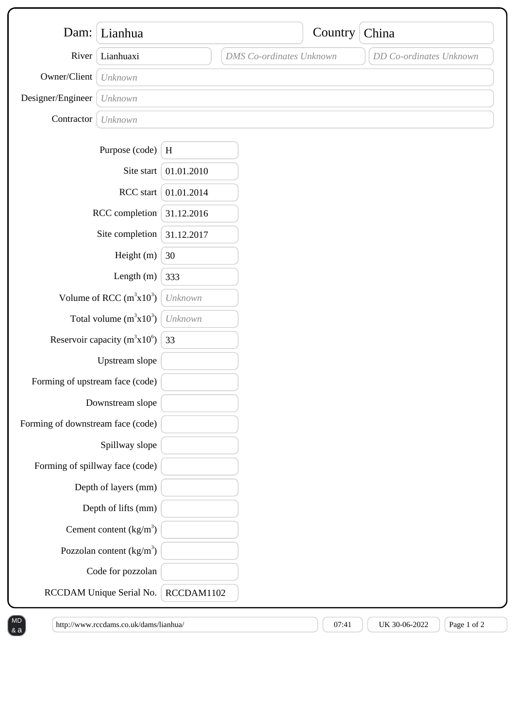| Field | Value |
| --- | --- |
| Dam: | Lianhua |
| Country | China |
| River | Lianhuaxi |
| DMS Co-ordinates | *DMS Co-ordinates Unknown* |
| DD Co-ordinates | *DD Co-ordinates Unknown* |
| Owner/Client | *Unknown* |
| Designer/Engineer | *Unknown* |
| Contractor | *Unknown* |

| Field | Value |
| --- | --- |
| Purpose (code) | H |
| Site start | 01.01.2010 |
| RCC start | 01.01.2014 |
| RCC completion | 31.12.2016 |
| Site completion | 31.12.2017 |
| Height (m) | 30 |
| Length (m) | 333 |
| Volume of RCC ($m^3x10^3$) | *Unknown* |
| Total volume ($m^3x10^3$) | *Unknown* |
| Reservoir capacity ($m^3x10^6$) | 33 |
| Upstream slope | |
| Forming of upstream face (code) | |
| Downstream slope | |
| Forming of downstream face (code) | |
| Spillway slope | |
| Forming of spillway face (code) | |
| Depth of layers (mm) | |
| Depth of lifts (mm) | |
| Cement content ($kg/m^3$) | |
| Pozzolan content ($kg/m^3$) | |
| Code for pozzolan | |
| RCCDAM Unique Serial No. | RCCDAM1102 |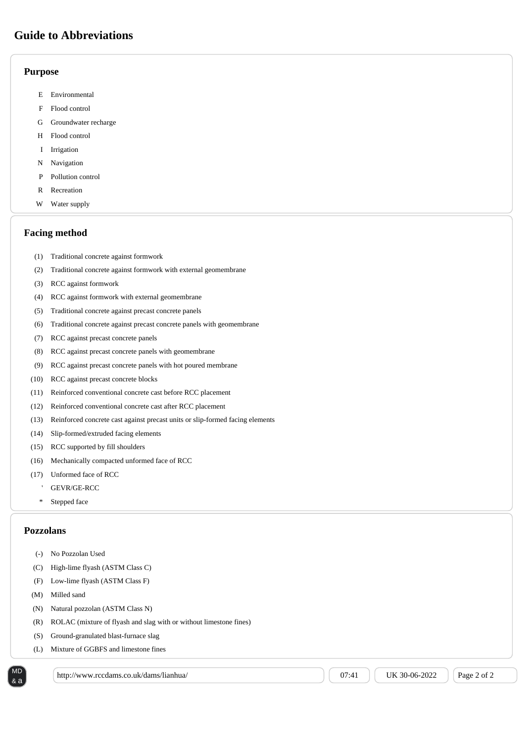# Guide to Abbreviations

## Purpose

- E Environmental
- F Flood control
- G Groundwater recharge
- H Flood control
- I Irrigation
- N Navigation
- P Pollution control
- R Recreation
- W Water supply

## Facing method

- (1) Traditional concrete against formwork
- (2) Traditional concrete against formwork with external geomembrane
- (3) RCC against formwork
- (4) RCC against formwork with external geomembrane
- (5) Traditional concrete against precast concrete panels
- (6) Traditional concrete against precast concrete panels with geomembrane
- (7) RCC against precast concrete panels
- (8) RCC against precast concrete panels with geomembrane
- (9) RCC against precast concrete panels with hot poured membrane
- (10) RCC against precast concrete blocks
- (11) Reinforced conventional concrete cast before RCC placement
- (12) Reinforced conventional concrete cast after RCC placement
- (13) Reinforced concrete cast against precast units or slip-formed facing elements
- (14) Slip-formed/extruded facing elements
- (15) RCC supported by fill shoulders
- (16) Mechanically compacted unformed face of RCC
- (17) Unformed face of RCC
- ' GEVR/GE-RCC
- * Stepped face

## Pozzolans

- (-) No Pozzolan Used
- (C) High-lime flyash (ASTM Class C)
- (F) Low-lime flyash (ASTM Class F)
- (M) Milled sand
- (N) Natural pozzolan (ASTM Class N)
- (R) ROLAC (mixture of flyash and slag with or without limestone fines)
- (S) Ground-granulated blast-furnace slag
- (L) Mixture of GGBFS and limestone fines